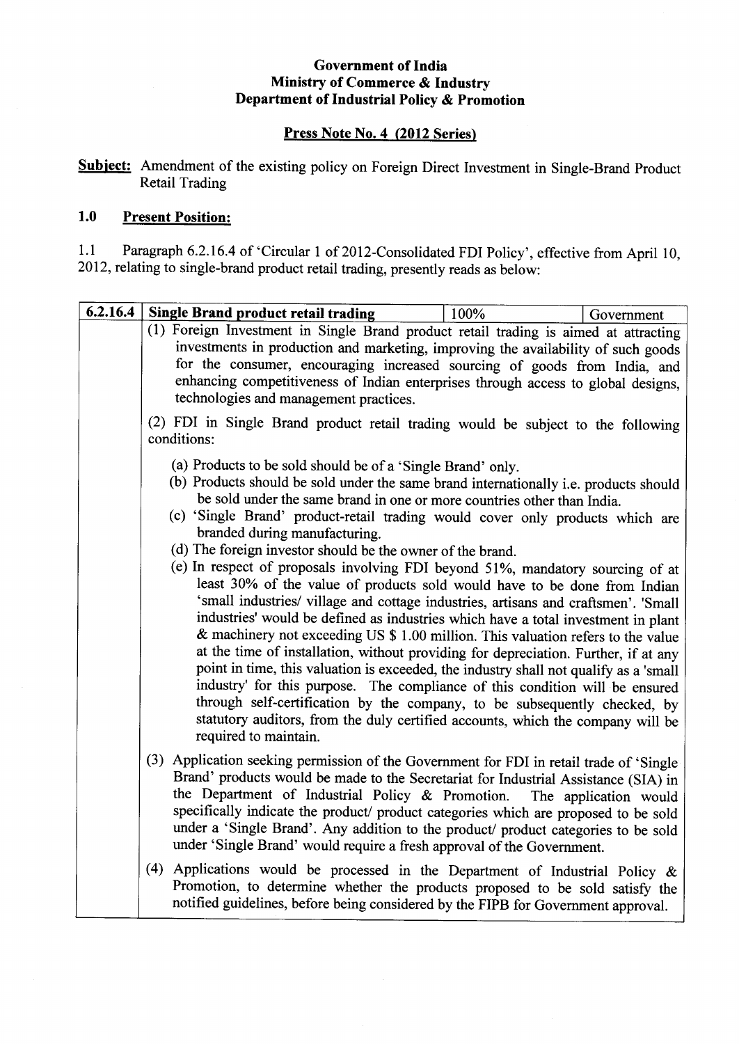**Government of India**
**Ministry of Commerce & Industry**
**Department of Industrial Policy & Promotion**

**Press Note No. 4 (2012 Series)**

**Subject:** Amendment of the existing policy on Foreign Direct Investment in Single-Brand Product Retail Trading

## 1.0 Present Position:

1.1 Paragraph 6.2.16.4 of 'Circular 1 of 2012-Consolidated FDI Policy', effective from April 10, 2012, relating to single-brand product retail trading, presently reads as below:

| 6.2.16.4 | **Single Brand product retail trading** | 100% | Government |
|---|---|---|---|
| | (1) Foreign Investment in Single Brand product retail trading is aimed at attracting investments in production and marketing, improving the availability of such goods for the consumer, encouraging increased sourcing of goods from India, and enhancing competitiveness of Indian enterprises through access to global designs, technologies and management practices.<br><br>(2) FDI in Single Brand product retail trading would be subject to the following conditions:<br><br>(a) Products to be sold should be of a 'Single Brand' only.<br>(b) Products should be sold under the same brand internationally i.e. products should be sold under the same brand in one or more countries other than India.<br>(c) 'Single Brand' product-retail trading would cover only products which are branded during manufacturing.<br>(d) The foreign investor should be the owner of the brand.<br>(e) In respect of proposals involving FDI beyond 51%, mandatory sourcing of at least 30% of the value of products sold would have to be done from Indian 'small industries/ village and cottage industries, artisans and craftsmen'. 'Small industries' would be defined as industries which have a total investment in plant & machinery not exceeding US $ 1.00 million. This valuation refers to the value at the time of installation, without providing for depreciation. Further, if at any point in time, this valuation is exceeded, the industry shall not qualify as a 'small industry' for this purpose. The compliance of this condition will be ensured through self-certification by the company, to be subsequently checked, by statutory auditors, from the duly certified accounts, which the company will be required to maintain.<br><br>(3) Application seeking permission of the Government for FDI in retail trade of 'Single Brand' products would be made to the Secretariat for Industrial Assistance (SIA) in the Department of Industrial Policy & Promotion. The application would specifically indicate the product/ product categories which are proposed to be sold under a 'Single Brand'. Any addition to the product/ product categories to be sold under 'Single Brand' would require a fresh approval of the Government.<br><br>(4) Applications would be processed in the Department of Industrial Policy & Promotion, to determine whether the products proposed to be sold satisfy the notified guidelines, before being considered by the FIPB for Government approval. | | |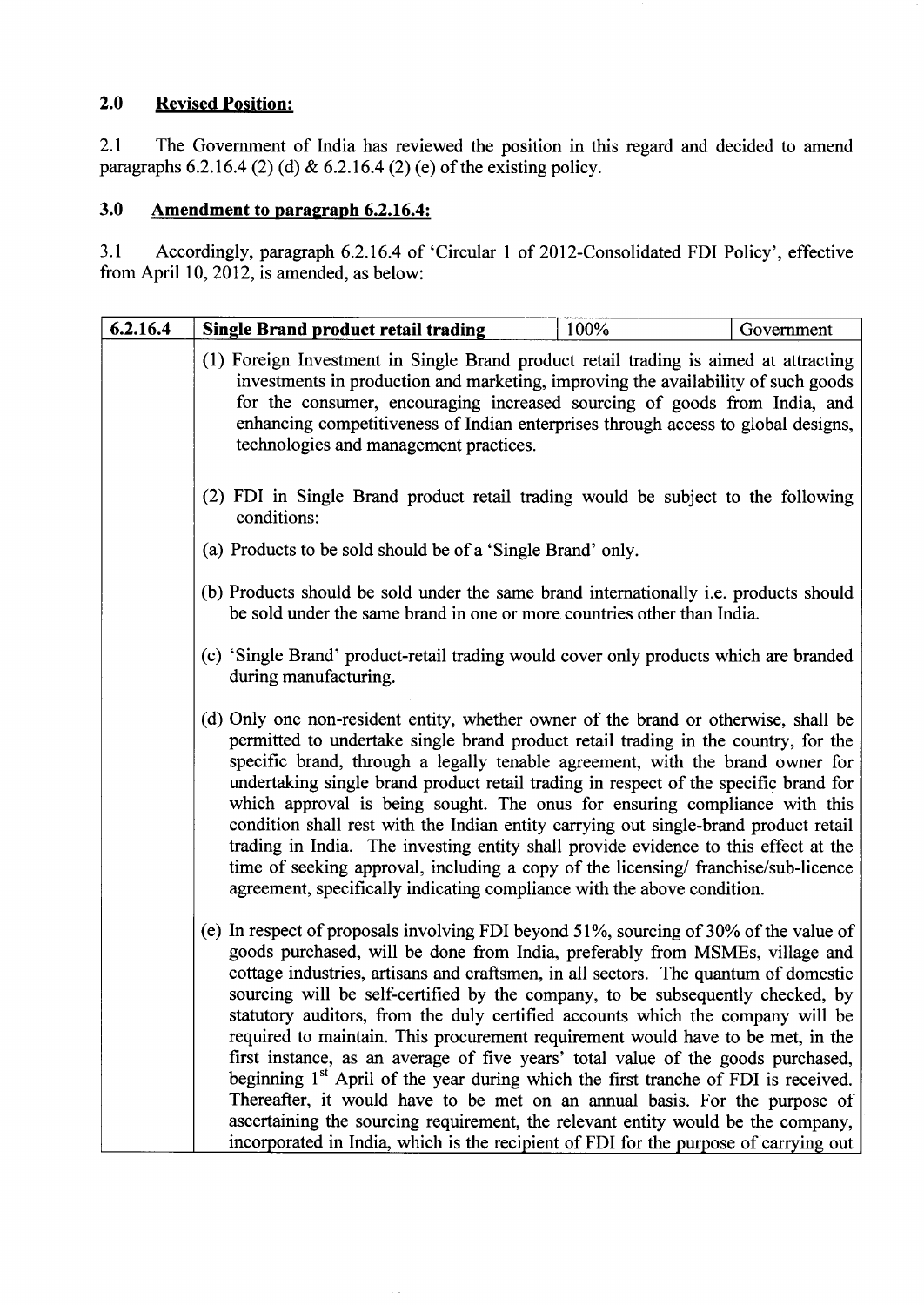## 2.0 Revised Position:

2.1 The Government of India has reviewed the position in this regard and decided to amend paragraphs 6.2.16.4 (2) (d) & 6.2.16.4 (2) (e) of the existing policy.

## 3.0 Amendment to paragraph 6.2.16.4:

3.1 Accordingly, paragraph 6.2.16.4 of 'Circular 1 of 2012-Consolidated FDI Policy', effective from April 10, 2012, is amended, as below:

| 6.2.16.4 | Single Brand product retail trading | 100% | Government |
|---|---|---|---|
| | (1) Foreign Investment in Single Brand product retail trading is aimed at attracting investments in production and marketing, improving the availability of such goods for the consumer, encouraging increased sourcing of goods from India, and enhancing competitiveness of Indian enterprises through access to global designs, technologies and management practices.<br><br>(2) FDI in Single Brand product retail trading would be subject to the following conditions:<br><br>(a) Products to be sold should be of a 'Single Brand' only.<br><br>(b) Products should be sold under the same brand internationally i.e. products should be sold under the same brand in one or more countries other than India.<br><br>(c) 'Single Brand' product-retail trading would cover only products which are branded during manufacturing.<br><br>(d) Only one non-resident entity, whether owner of the brand or otherwise, shall be permitted to undertake single brand product retail trading in the country, for the specific brand, through a legally tenable agreement, with the brand owner for undertaking single brand product retail trading in respect of the specific brand for which approval is being sought. The onus for ensuring compliance with this condition shall rest with the Indian entity carrying out single-brand product retail trading in India. The investing entity shall provide evidence to this effect at the time of seeking approval, including a copy of the licensing/ franchise/sub-licence agreement, specifically indicating compliance with the above condition.<br><br>(e) In respect of proposals involving FDI beyond 51%, sourcing of 30% of the value of goods purchased, will be done from India, preferably from MSMEs, village and cottage industries, artisans and craftsmen, in all sectors. The quantum of domestic sourcing will be self-certified by the company, to be subsequently checked, by statutory auditors, from the duly certified accounts which the company will be required to maintain. This procurement requirement would have to be met, in the first instance, as an average of five years' total value of the goods purchased, beginning 1st April of the year during which the first tranche of FDI is received. Thereafter, it would have to be met on an annual basis. For the purpose of ascertaining the sourcing requirement, the relevant entity would be the company, incorporated in India, which is the recipient of FDI for the purpose of carrying out | | |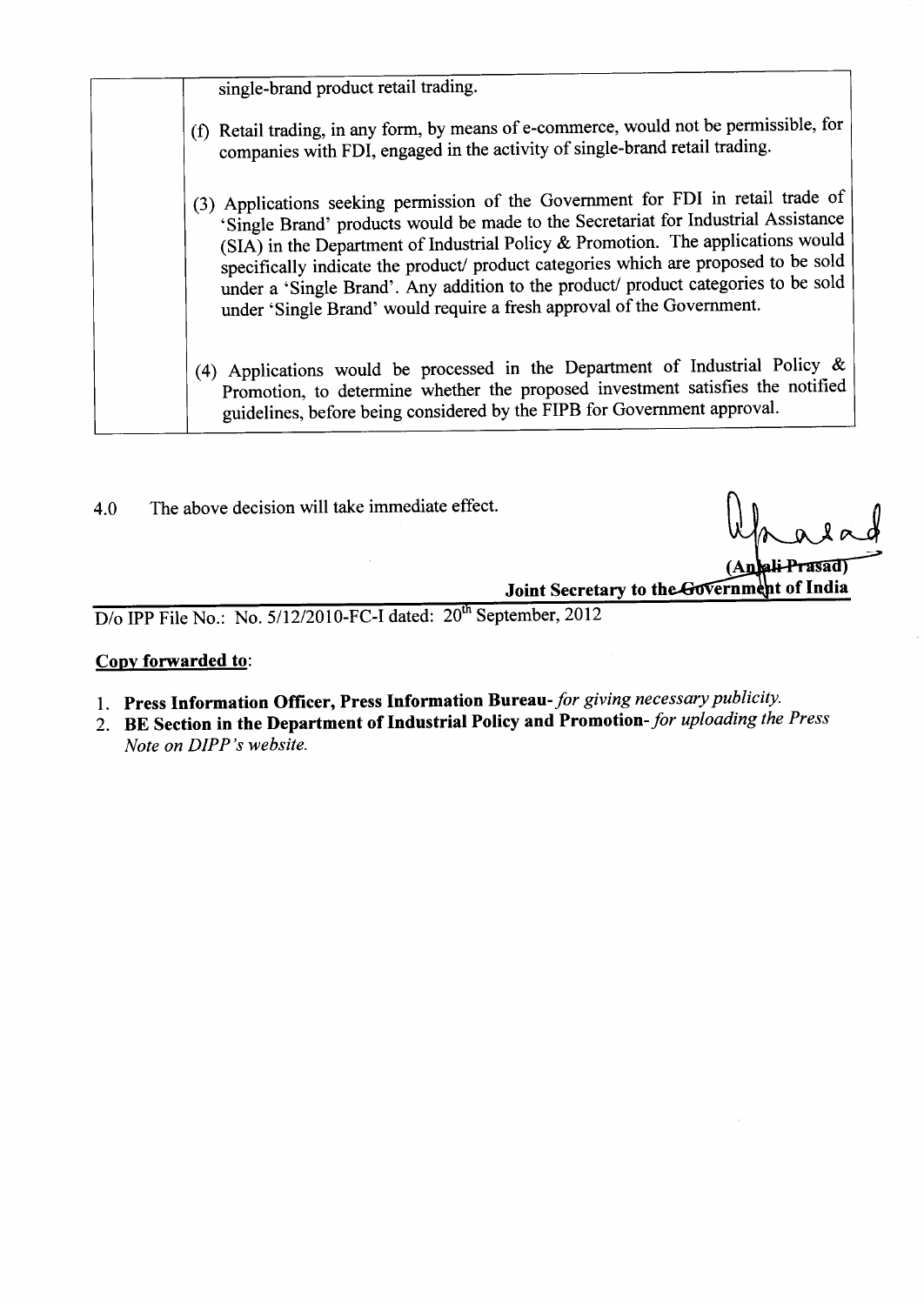| | |
|---|---|
| | single-brand product retail trading.<br><br>(f) Retail trading, in any form, by means of e-commerce, would not be permissible, for companies with FDI, engaged in the activity of single-brand retail trading.<br><br>(3) Applications seeking permission of the Government for FDI in retail trade of 'Single Brand' products would be made to the Secretariat for Industrial Assistance (SIA) in the Department of Industrial Policy & Promotion. The applications would specifically indicate the product/ product categories which are proposed to be sold under a 'Single Brand'. Any addition to the product/ product categories to be sold under 'Single Brand' would require a fresh approval of the Government.<br><br>(4) Applications would be processed in the Department of Industrial Policy & Promotion, to determine whether the proposed investment satisfies the notified guidelines, before being considered by the FIPB for Government approval. |

4.0 The above decision will take immediate effect.

(Anjali Prasad)
**Joint Secretary to the Government of India**

D/o IPP File No.: No. 5/12/2010-FC-I dated: 20th September, 2012

**Copy forwarded to**:

1. **Press Information Officer, Press Information Bureau**- *for giving necessary publicity.*
2. **BE Section in the Department of Industrial Policy and Promotion**- *for uploading the Press Note on DIPP's website.*